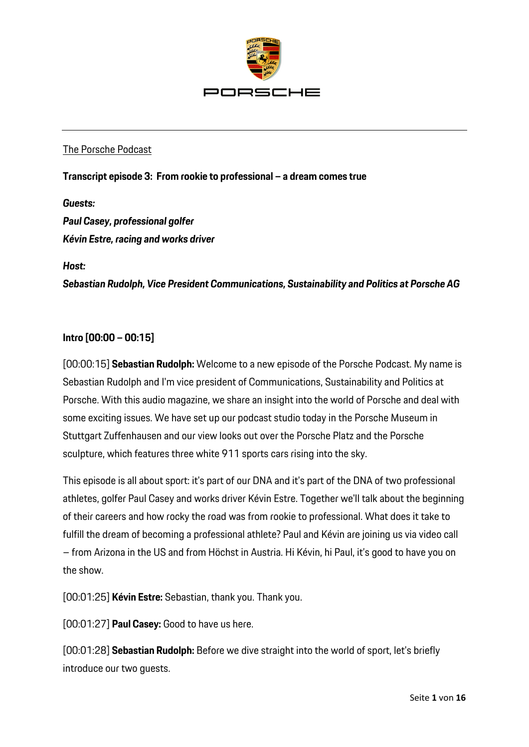The Porsche Podcast

**Transcript episode 3: From rookie to professional – a dream comes true**

***Guests:***

***Paul Casey, professional golfer***

***Kévin Estre, racing and works driver***

***Host:***

***Sebastian Rudolph, Vice President Communications, Sustainability and Politics at Porsche AG***

**Intro [00:00 – 00:15]**

[00:00:15] **Sebastian Rudolph:** Welcome to a new episode of the Porsche Podcast. My name is Sebastian Rudolph and I'm vice president of Communications, Sustainability and Politics at Porsche. With this audio magazine, we share an insight into the world of Porsche and deal with some exciting issues. We have set up our podcast studio today in the Porsche Museum in Stuttgart Zuffenhausen and our view looks out over the Porsche Platz and the Porsche sculpture, which features three white 911 sports cars rising into the sky.

This episode is all about sport: it's part of our DNA and it's part of the DNA of two professional athletes, golfer Paul Casey and works driver Kévin Estre. Together we'll talk about the beginning of their careers and how rocky the road was from rookie to professional. What does it take to fulfill the dream of becoming a professional athlete? Paul and Kévin are joining us via video call – from Arizona in the US and from Höchst in Austria. Hi Kévin, hi Paul, it's good to have you on the show.

[00:01:25] **Kévin Estre:** Sebastian, thank you. Thank you.

[00:01:27] **Paul Casey:** Good to have us here.

[00:01:28] **Sebastian Rudolph:** Before we dive straight into the world of sport, let's briefly introduce our two guests.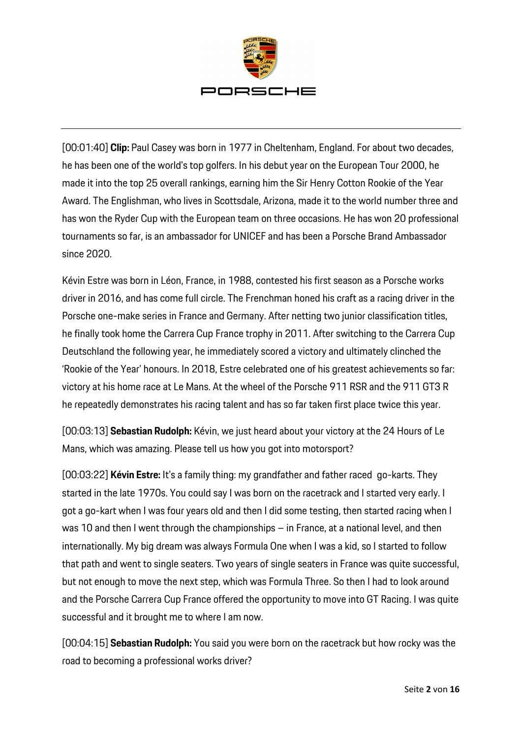[00:01:40] **Clip:** Paul Casey was born in 1977 in Cheltenham, England. For about two decades, he has been one of the world's top golfers. In his debut year on the European Tour 2000, he made it into the top 25 overall rankings, earning him the Sir Henry Cotton Rookie of the Year Award. The Englishman, who lives in Scottsdale, Arizona, made it to the world number three and has won the Ryder Cup with the European team on three occasions. He has won 20 professional tournaments so far, is an ambassador for UNICEF and has been a Porsche Brand Ambassador since 2020.

Kévin Estre was born in Léon, France, in 1988, contested his first season as a Porsche works driver in 2016, and has come full circle. The Frenchman honed his craft as a racing driver in the Porsche one-make series in France and Germany. After netting two junior classification titles, he finally took home the Carrera Cup France trophy in 2011. After switching to the Carrera Cup Deutschland the following year, he immediately scored a victory and ultimately clinched the 'Rookie of the Year' honours. In 2018, Estre celebrated one of his greatest achievements so far: victory at his home race at Le Mans. At the wheel of the Porsche 911 RSR and the 911 GT3 R he repeatedly demonstrates his racing talent and has so far taken first place twice this year.

[00:03:13] **Sebastian Rudolph:** Kévin, we just heard about your victory at the 24 Hours of Le Mans, which was amazing. Please tell us how you got into motorsport?

[00:03:22] **Kévin Estre:** It's a family thing: my grandfather and father raced go-karts. They started in the late 1970s. You could say I was born on the racetrack and I started very early. I got a go-kart when I was four years old and then I did some testing, then started racing when I was 10 and then I went through the championships – in France, at a national level, and then internationally. My big dream was always Formula One when I was a kid, so I started to follow that path and went to single seaters. Two years of single seaters in France was quite successful, but not enough to move the next step, which was Formula Three. So then I had to look around and the Porsche Carrera Cup France offered the opportunity to move into GT Racing. I was quite successful and it brought me to where I am now.

[00:04:15] **Sebastian Rudolph:** You said you were born on the racetrack but how rocky was the road to becoming a professional works driver?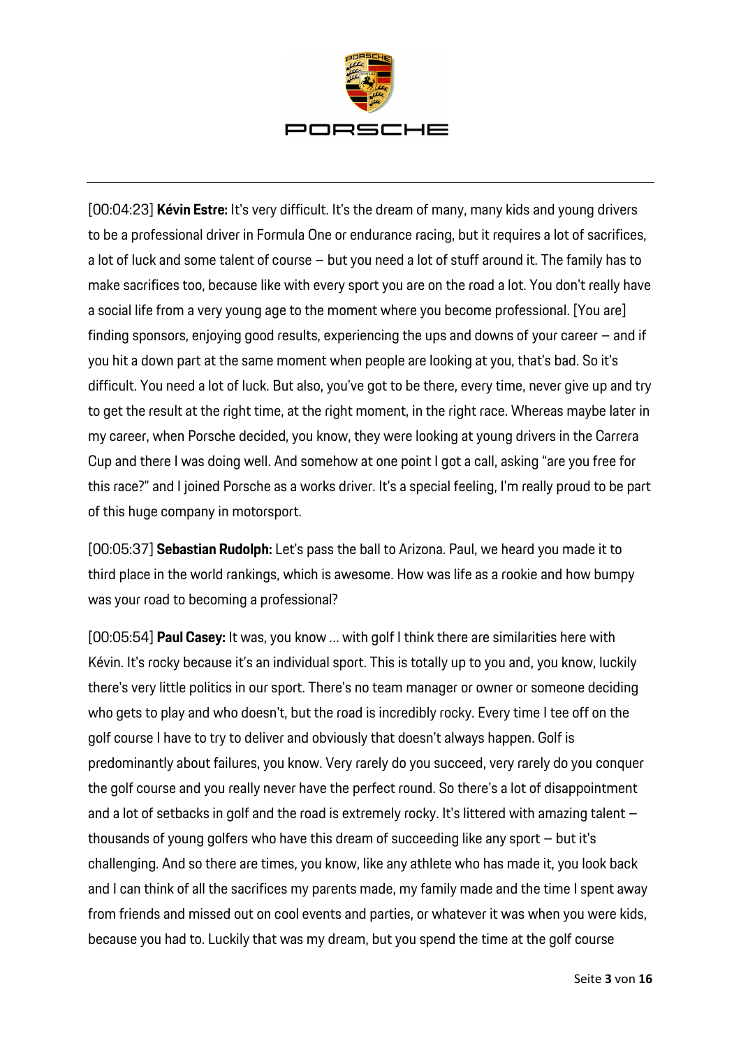[00:04:23] **Kévin Estre:** It's very difficult. It's the dream of many, many kids and young drivers to be a professional driver in Formula One or endurance racing, but it requires a lot of sacrifices, a lot of luck and some talent of course – but you need a lot of stuff around it. The family has to make sacrifices too, because like with every sport you are on the road a lot. You don't really have a social life from a very young age to the moment where you become professional. [You are] finding sponsors, enjoying good results, experiencing the ups and downs of your career – and if you hit a down part at the same moment when people are looking at you, that's bad. So it's difficult. You need a lot of luck. But also, you've got to be there, every time, never give up and try to get the result at the right time, at the right moment, in the right race. Whereas maybe later in my career, when Porsche decided, you know, they were looking at young drivers in the Carrera Cup and there I was doing well. And somehow at one point I got a call, asking "are you free for this race?" and I joined Porsche as a works driver. It's a special feeling, I'm really proud to be part of this huge company in motorsport.

[00:05:37] **Sebastian Rudolph:** Let's pass the ball to Arizona. Paul, we heard you made it to third place in the world rankings, which is awesome. How was life as a rookie and how bumpy was your road to becoming a professional?

[00:05:54] **Paul Casey:** It was, you know ... with golf I think there are similarities here with Kévin. It's rocky because it's an individual sport. This is totally up to you and, you know, luckily there's very little politics in our sport. There's no team manager or owner or someone deciding who gets to play and who doesn't, but the road is incredibly rocky. Every time I tee off on the golf course I have to try to deliver and obviously that doesn't always happen. Golf is predominantly about failures, you know. Very rarely do you succeed, very rarely do you conquer the golf course and you really never have the perfect round. So there's a lot of disappointment and a lot of setbacks in golf and the road is extremely rocky. It's littered with amazing talent – thousands of young golfers who have this dream of succeeding like any sport – but it's challenging. And so there are times, you know, like any athlete who has made it, you look back and I can think of all the sacrifices my parents made, my family made and the time I spent away from friends and missed out on cool events and parties, or whatever it was when you were kids, because you had to. Luckily that was my dream, but you spend the time at the golf course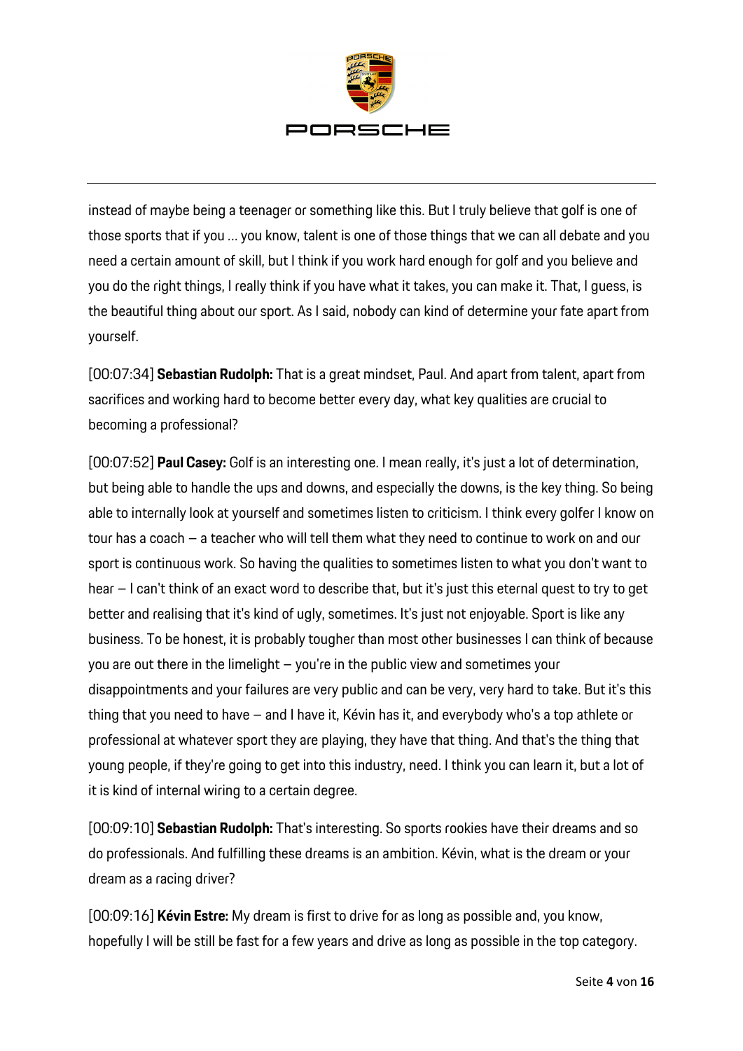instead of maybe being a teenager or something like this. But I truly believe that golf is one of those sports that if you … you know, talent is one of those things that we can all debate and you need a certain amount of skill, but I think if you work hard enough for golf and you believe and you do the right things, I really think if you have what it takes, you can make it. That, I guess, is the beautiful thing about our sport. As I said, nobody can kind of determine your fate apart from yourself.

[00:07:34] **Sebastian Rudolph:** That is a great mindset, Paul. And apart from talent, apart from sacrifices and working hard to become better every day, what key qualities are crucial to becoming a professional?

[00:07:52] **Paul Casey:** Golf is an interesting one. I mean really, it's just a lot of determination, but being able to handle the ups and downs, and especially the downs, is the key thing. So being able to internally look at yourself and sometimes listen to criticism. I think every golfer I know on tour has a coach – a teacher who will tell them what they need to continue to work on and our sport is continuous work. So having the qualities to sometimes listen to what you don't want to hear – I can't think of an exact word to describe that, but it's just this eternal quest to try to get better and realising that it's kind of ugly, sometimes. It's just not enjoyable. Sport is like any business. To be honest, it is probably tougher than most other businesses I can think of because you are out there in the limelight – you're in the public view and sometimes your disappointments and your failures are very public and can be very, very hard to take. But it's this thing that you need to have – and I have it, Kévin has it, and everybody who's a top athlete or professional at whatever sport they are playing, they have that thing. And that's the thing that young people, if they're going to get into this industry, need. I think you can learn it, but a lot of it is kind of internal wiring to a certain degree.

[00:09:10] **Sebastian Rudolph:** That's interesting. So sports rookies have their dreams and so do professionals. And fulfilling these dreams is an ambition. Kévin, what is the dream or your dream as a racing driver?

[00:09:16] **Kévin Estre:** My dream is first to drive for as long as possible and, you know, hopefully I will be still be fast for a few years and drive as long as possible in the top category.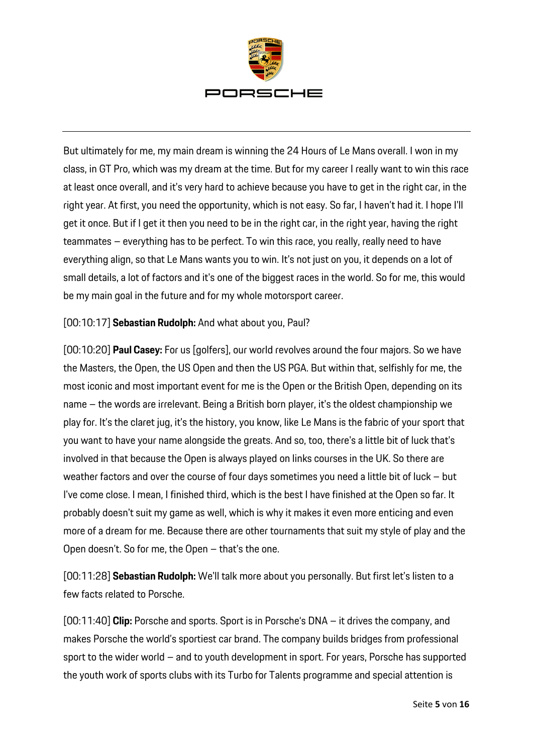But ultimately for me, my main dream is winning the 24 Hours of Le Mans overall. I won in my class, in GT Pro, which was my dream at the time. But for my career I really want to win this race at least once overall, and it's very hard to achieve because you have to get in the right car, in the right year. At first, you need the opportunity, which is not easy. So far, I haven't had it. I hope I'll get it once. But if I get it then you need to be in the right car, in the right year, having the right teammates – everything has to be perfect. To win this race, you really, really need to have everything align, so that Le Mans wants you to win. It's not just on you, it depends on a lot of small details, a lot of factors and it's one of the biggest races in the world. So for me, this would be my main goal in the future and for my whole motorsport career.

[00:10:17] **Sebastian Rudolph:** And what about you, Paul?

[00:10:20] **Paul Casey:** For us [golfers], our world revolves around the four majors. So we have the Masters, the Open, the US Open and then the US PGA. But within that, selfishly for me, the most iconic and most important event for me is the Open or the British Open, depending on its name – the words are irrelevant. Being a British born player, it's the oldest championship we play for. It's the claret jug, it's the history, you know, like Le Mans is the fabric of your sport that you want to have your name alongside the greats. And so, too, there's a little bit of luck that's involved in that because the Open is always played on links courses in the UK. So there are weather factors and over the course of four days sometimes you need a little bit of luck – but I've come close. I mean, I finished third, which is the best I have finished at the Open so far. It probably doesn't suit my game as well, which is why it makes it even more enticing and even more of a dream for me. Because there are other tournaments that suit my style of play and the Open doesn't. So for me, the Open – that's the one.

[00:11:28] **Sebastian Rudolph:** We'll talk more about you personally. But first let's listen to a few facts related to Porsche.

[00:11:40] **Clip:** Porsche and sports. Sport is in Porsche's DNA – it drives the company, and makes Porsche the world's sportiest car brand. The company builds bridges from professional sport to the wider world – and to youth development in sport. For years, Porsche has supported the youth work of sports clubs with its Turbo for Talents programme and special attention is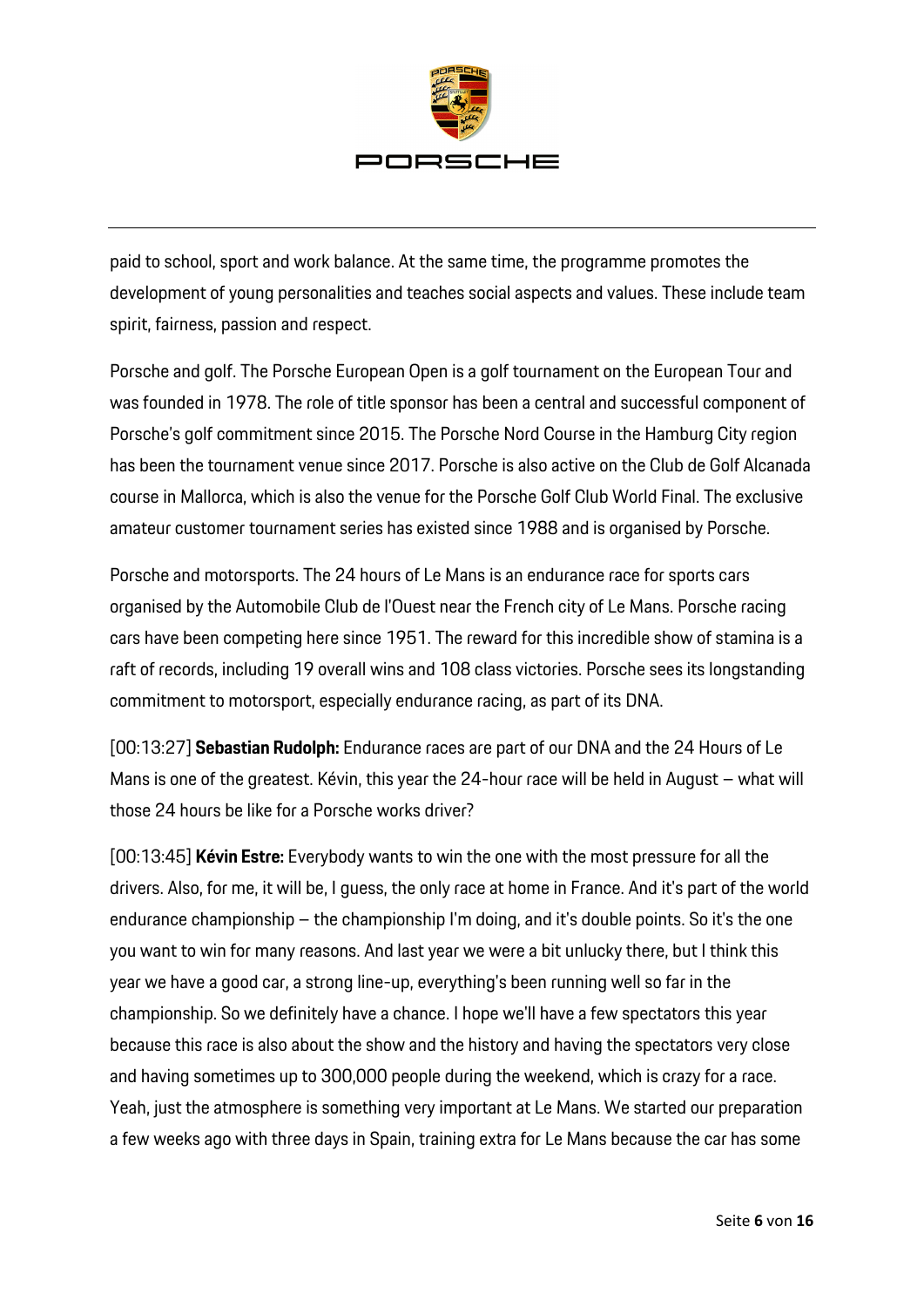paid to school, sport and work balance. At the same time, the programme promotes the development of young personalities and teaches social aspects and values. These include team spirit, fairness, passion and respect.

Porsche and golf. The Porsche European Open is a golf tournament on the European Tour and was founded in 1978. The role of title sponsor has been a central and successful component of Porsche's golf commitment since 2015. The Porsche Nord Course in the Hamburg City region has been the tournament venue since 2017. Porsche is also active on the Club de Golf Alcanada course in Mallorca, which is also the venue for the Porsche Golf Club World Final. The exclusive amateur customer tournament series has existed since 1988 and is organised by Porsche.

Porsche and motorsports. The 24 hours of Le Mans is an endurance race for sports cars organised by the Automobile Club de l'Ouest near the French city of Le Mans. Porsche racing cars have been competing here since 1951. The reward for this incredible show of stamina is a raft of records, including 19 overall wins and 108 class victories. Porsche sees its longstanding commitment to motorsport, especially endurance racing, as part of its DNA.

[00:13:27] **Sebastian Rudolph:** Endurance races are part of our DNA and the 24 Hours of Le Mans is one of the greatest. Kévin, this year the 24-hour race will be held in August – what will those 24 hours be like for a Porsche works driver?

[00:13:45] **Kévin Estre:** Everybody wants to win the one with the most pressure for all the drivers. Also, for me, it will be, I guess, the only race at home in France. And it's part of the world endurance championship – the championship I'm doing, and it's double points. So it's the one you want to win for many reasons. And last year we were a bit unlucky there, but I think this year we have a good car, a strong line-up, everything's been running well so far in the championship. So we definitely have a chance. I hope we'll have a few spectators this year because this race is also about the show and the history and having the spectators very close and having sometimes up to 300,000 people during the weekend, which is crazy for a race. Yeah, just the atmosphere is something very important at Le Mans. We started our preparation a few weeks ago with three days in Spain, training extra for Le Mans because the car has some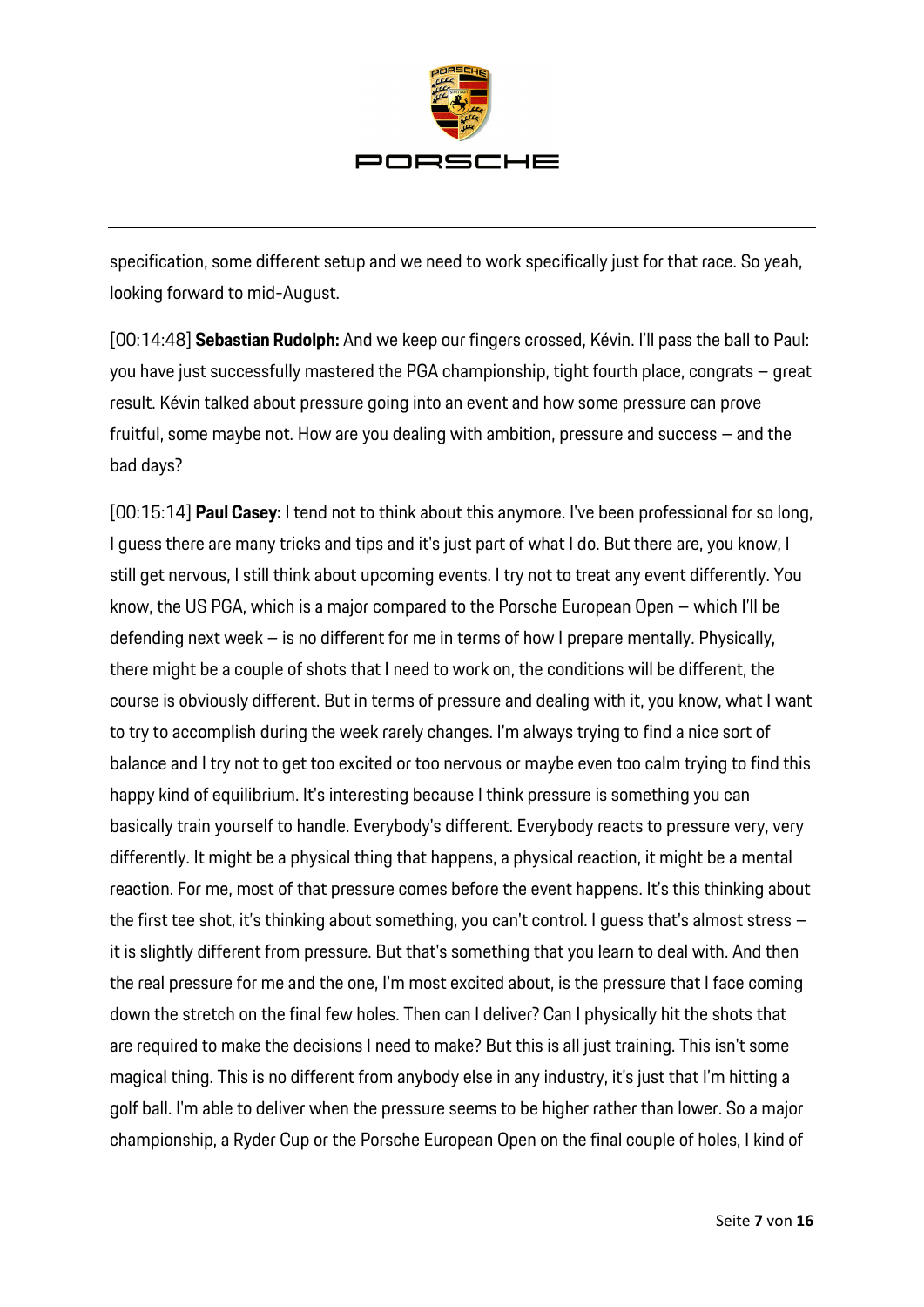specification, some different setup and we need to work specifically just for that race. So yeah, looking forward to mid-August.

[00:14:48] **Sebastian Rudolph:** And we keep our fingers crossed, Kévin. I'll pass the ball to Paul: you have just successfully mastered the PGA championship, tight fourth place, congrats – great result. Kévin talked about pressure going into an event and how some pressure can prove fruitful, some maybe not. How are you dealing with ambition, pressure and success – and the bad days?

[00:15:14] **Paul Casey:** I tend not to think about this anymore. I've been professional for so long, I guess there are many tricks and tips and it's just part of what I do. But there are, you know, I still get nervous, I still think about upcoming events. I try not to treat any event differently. You know, the US PGA, which is a major compared to the Porsche European Open – which I'll be defending next week – is no different for me in terms of how I prepare mentally. Physically, there might be a couple of shots that I need to work on, the conditions will be different, the course is obviously different. But in terms of pressure and dealing with it, you know, what I want to try to accomplish during the week rarely changes. I'm always trying to find a nice sort of balance and I try not to get too excited or too nervous or maybe even too calm trying to find this happy kind of equilibrium. It's interesting because I think pressure is something you can basically train yourself to handle. Everybody's different. Everybody reacts to pressure very, very differently. It might be a physical thing that happens, a physical reaction, it might be a mental reaction. For me, most of that pressure comes before the event happens. It's this thinking about the first tee shot, it's thinking about something, you can't control. I guess that's almost stress – it is slightly different from pressure. But that's something that you learn to deal with. And then the real pressure for me and the one, I'm most excited about, is the pressure that I face coming down the stretch on the final few holes. Then can I deliver? Can I physically hit the shots that are required to make the decisions I need to make? But this is all just training. This isn't some magical thing. This is no different from anybody else in any industry, it's just that I'm hitting a golf ball. I'm able to deliver when the pressure seems to be higher rather than lower. So a major championship, a Ryder Cup or the Porsche European Open on the final couple of holes, I kind of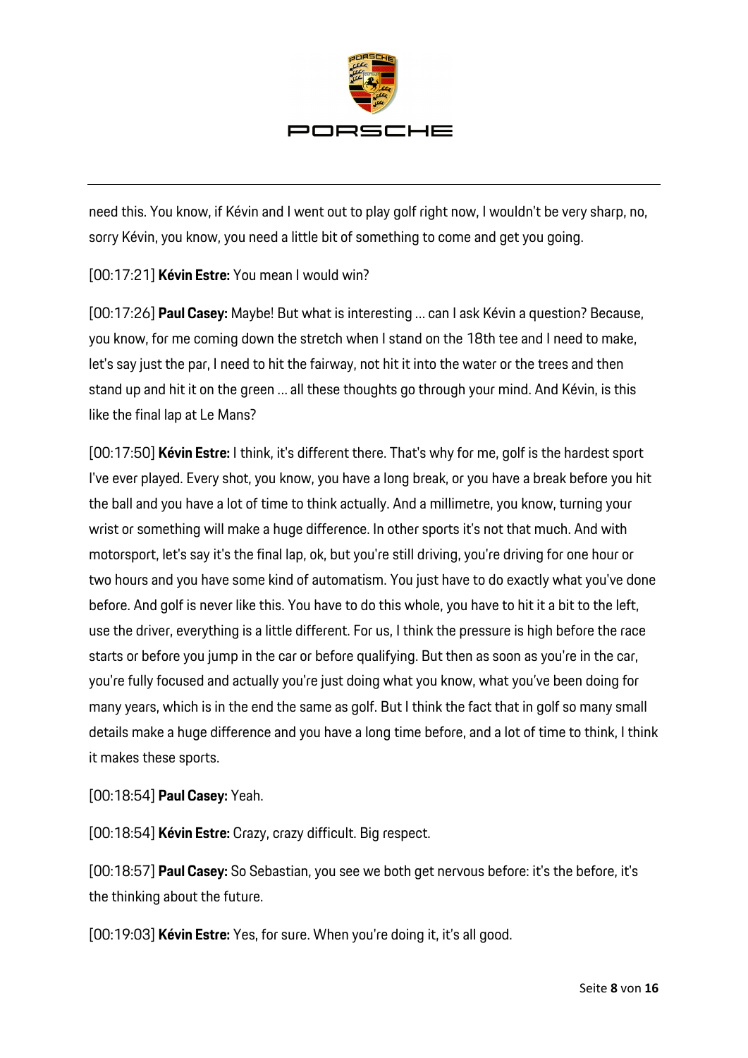need this. You know, if Kévin and I went out to play golf right now, I wouldn't be very sharp, no, sorry Kévin, you know, you need a little bit of something to come and get you going.

[00:17:21] **Kévin Estre:** You mean I would win?

[00:17:26] **Paul Casey:** Maybe! But what is interesting … can I ask Kévin a question? Because, you know, for me coming down the stretch when I stand on the 18th tee and I need to make, let's say just the par, I need to hit the fairway, not hit it into the water or the trees and then stand up and hit it on the green … all these thoughts go through your mind. And Kévin, is this like the final lap at Le Mans?

[00:17:50] **Kévin Estre:** I think, it's different there. That's why for me, golf is the hardest sport I've ever played. Every shot, you know, you have a long break, or you have a break before you hit the ball and you have a lot of time to think actually. And a millimetre, you know, turning your wrist or something will make a huge difference. In other sports it's not that much. And with motorsport, let's say it's the final lap, ok, but you're still driving, you're driving for one hour or two hours and you have some kind of automatism. You just have to do exactly what you've done before. And golf is never like this. You have to do this whole, you have to hit it a bit to the left, use the driver, everything is a little different. For us, I think the pressure is high before the race starts or before you jump in the car or before qualifying. But then as soon as you're in the car, you're fully focused and actually you're just doing what you know, what you've been doing for many years, which is in the end the same as golf. But I think the fact that in golf so many small details make a huge difference and you have a long time before, and a lot of time to think, I think it makes these sports.

[00:18:54] **Paul Casey:** Yeah.

[00:18:54] **Kévin Estre:** Crazy, crazy difficult. Big respect.

[00:18:57] **Paul Casey:** So Sebastian, you see we both get nervous before: it's the before, it's the thinking about the future.

[00:19:03] **Kévin Estre:** Yes, for sure. When you're doing it, it's all good.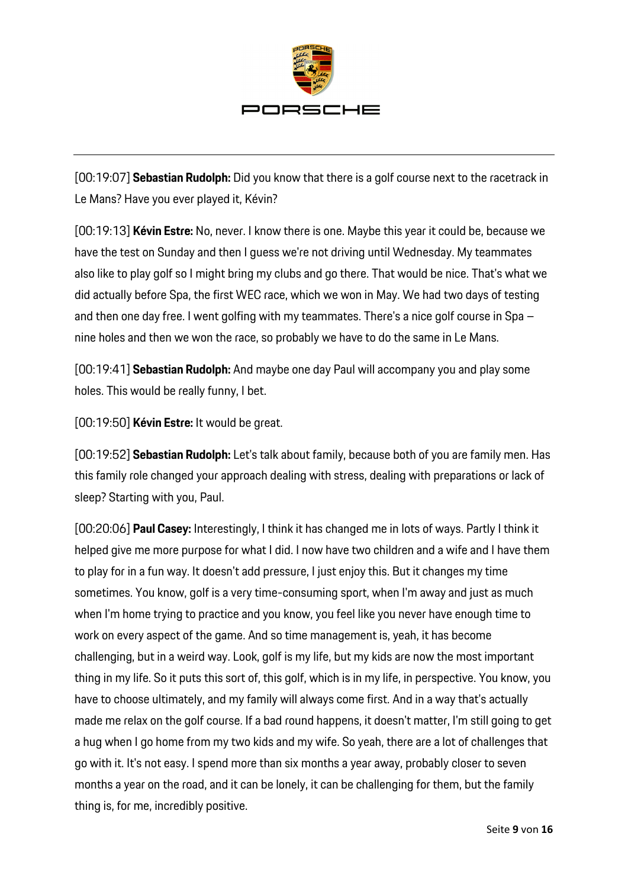[00:19:07] **Sebastian Rudolph:** Did you know that there is a golf course next to the racetrack in Le Mans? Have you ever played it, Kévin?

[00:19:13] **Kévin Estre:** No, never. I know there is one. Maybe this year it could be, because we have the test on Sunday and then I guess we're not driving until Wednesday. My teammates also like to play golf so I might bring my clubs and go there. That would be nice. That's what we did actually before Spa, the first WEC race, which we won in May. We had two days of testing and then one day free. I went golfing with my teammates. There's a nice golf course in Spa – nine holes and then we won the race, so probably we have to do the same in Le Mans.

[00:19:41] **Sebastian Rudolph:** And maybe one day Paul will accompany you and play some holes. This would be really funny, I bet.

[00:19:50] **Kévin Estre:** It would be great.

[00:19:52] **Sebastian Rudolph:** Let's talk about family, because both of you are family men. Has this family role changed your approach dealing with stress, dealing with preparations or lack of sleep? Starting with you, Paul.

[00:20:06] **Paul Casey:** Interestingly, I think it has changed me in lots of ways. Partly I think it helped give me more purpose for what I did. I now have two children and a wife and I have them to play for in a fun way. It doesn't add pressure, I just enjoy this. But it changes my time sometimes. You know, golf is a very time-consuming sport, when I'm away and just as much when I'm home trying to practice and you know, you feel like you never have enough time to work on every aspect of the game. And so time management is, yeah, it has become challenging, but in a weird way. Look, golf is my life, but my kids are now the most important thing in my life. So it puts this sort of, this golf, which is in my life, in perspective. You know, you have to choose ultimately, and my family will always come first. And in a way that's actually made me relax on the golf course. If a bad round happens, it doesn't matter, I'm still going to get a hug when I go home from my two kids and my wife. So yeah, there are a lot of challenges that go with it. It's not easy. I spend more than six months a year away, probably closer to seven months a year on the road, and it can be lonely, it can be challenging for them, but the family thing is, for me, incredibly positive.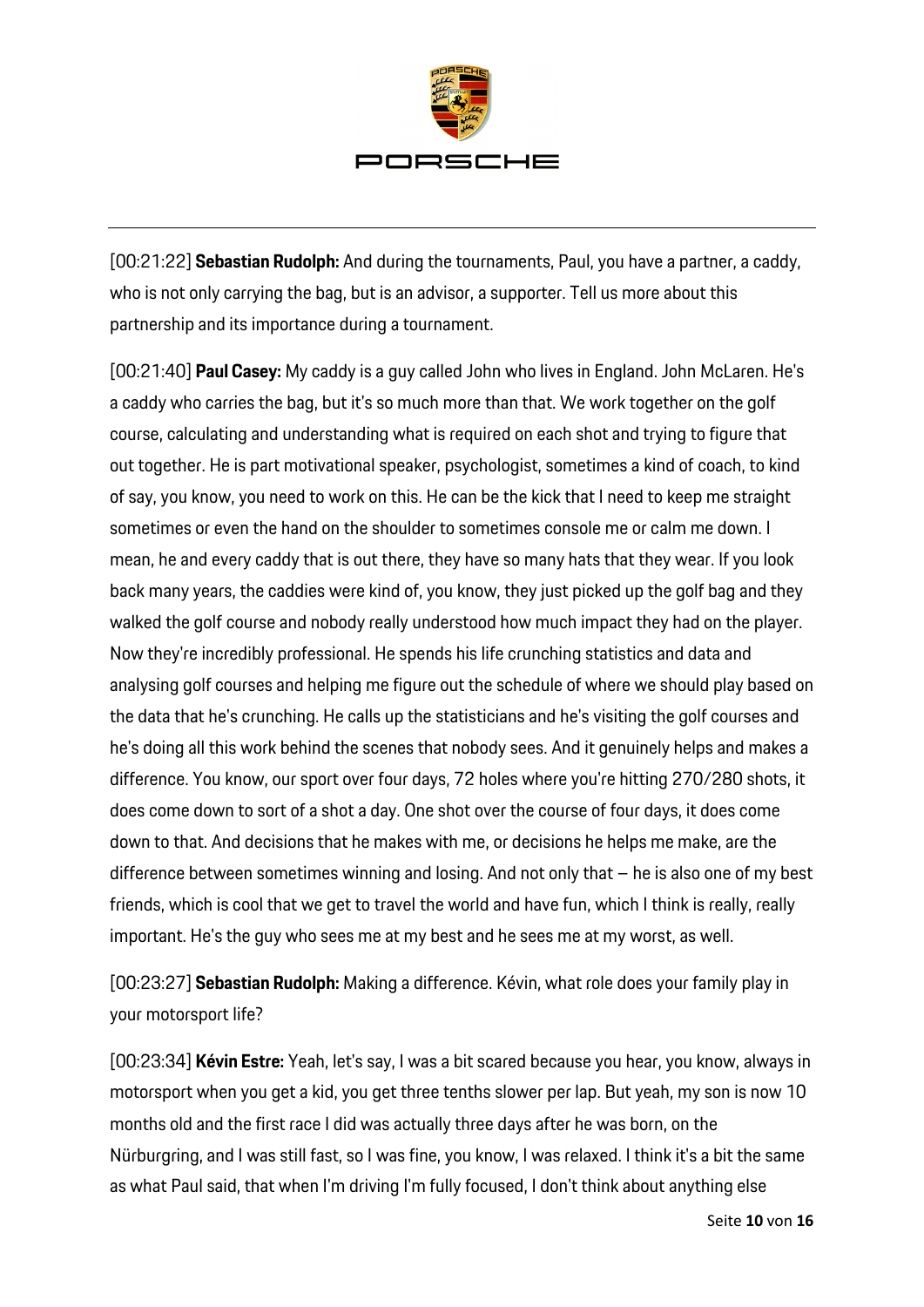[00:21:22] **Sebastian Rudolph:** And during the tournaments, Paul, you have a partner, a caddy, who is not only carrying the bag, but is an advisor, a supporter. Tell us more about this partnership and its importance during a tournament.

[00:21:40] **Paul Casey:** My caddy is a guy called John who lives in England. John McLaren. He's a caddy who carries the bag, but it's so much more than that. We work together on the golf course, calculating and understanding what is required on each shot and trying to figure that out together. He is part motivational speaker, psychologist, sometimes a kind of coach, to kind of say, you know, you need to work on this. He can be the kick that I need to keep me straight sometimes or even the hand on the shoulder to sometimes console me or calm me down. I mean, he and every caddy that is out there, they have so many hats that they wear. If you look back many years, the caddies were kind of, you know, they just picked up the golf bag and they walked the golf course and nobody really understood how much impact they had on the player. Now they're incredibly professional. He spends his life crunching statistics and data and analysing golf courses and helping me figure out the schedule of where we should play based on the data that he's crunching. He calls up the statisticians and he's visiting the golf courses and he's doing all this work behind the scenes that nobody sees. And it genuinely helps and makes a difference. You know, our sport over four days, 72 holes where you're hitting 270/280 shots, it does come down to sort of a shot a day. One shot over the course of four days, it does come down to that. And decisions that he makes with me, or decisions he helps me make, are the difference between sometimes winning and losing. And not only that – he is also one of my best friends, which is cool that we get to travel the world and have fun, which I think is really, really important. He's the guy who sees me at my best and he sees me at my worst, as well.

[00:23:27] **Sebastian Rudolph:** Making a difference. Kévin, what role does your family play in your motorsport life?

[00:23:34] **Kévin Estre:** Yeah, let's say, I was a bit scared because you hear, you know, always in motorsport when you get a kid, you get three tenths slower per lap. But yeah, my son is now 10 months old and the first race I did was actually three days after he was born, on the Nürburgring, and I was still fast, so I was fine, you know, I was relaxed. I think it's a bit the same as what Paul said, that when I'm driving I'm fully focused, I don't think about anything else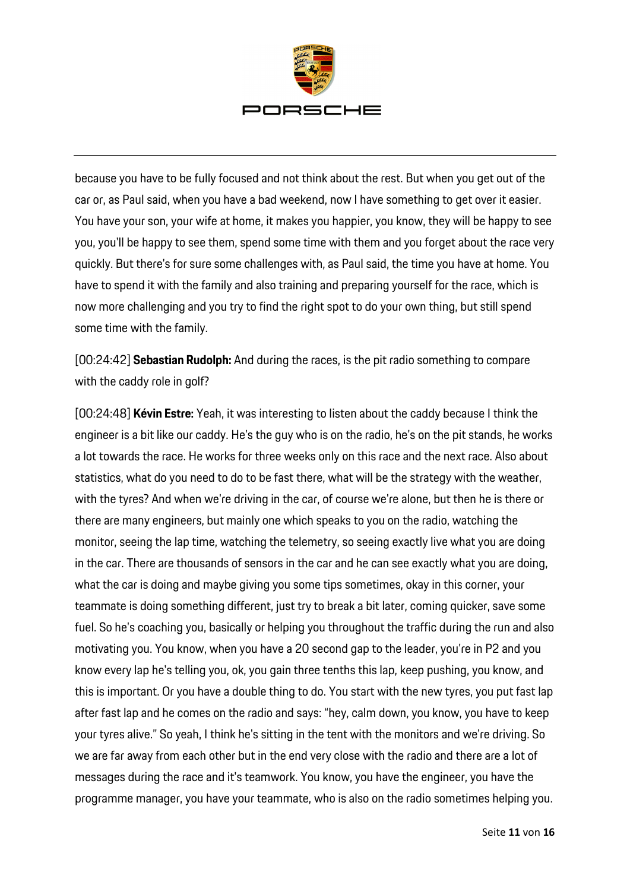because you have to be fully focused and not think about the rest. But when you get out of the car or, as Paul said, when you have a bad weekend, now I have something to get over it easier. You have your son, your wife at home, it makes you happier, you know, they will be happy to see you, you'll be happy to see them, spend some time with them and you forget about the race very quickly. But there's for sure some challenges with, as Paul said, the time you have at home. You have to spend it with the family and also training and preparing yourself for the race, which is now more challenging and you try to find the right spot to do your own thing, but still spend some time with the family.

[00:24:42] **Sebastian Rudolph:** And during the races, is the pit radio something to compare with the caddy role in golf?

[00:24:48] **Kévin Estre:** Yeah, it was interesting to listen about the caddy because I think the engineer is a bit like our caddy. He's the guy who is on the radio, he's on the pit stands, he works a lot towards the race. He works for three weeks only on this race and the next race. Also about statistics, what do you need to do to be fast there, what will be the strategy with the weather, with the tyres? And when we're driving in the car, of course we're alone, but then he is there or there are many engineers, but mainly one which speaks to you on the radio, watching the monitor, seeing the lap time, watching the telemetry, so seeing exactly live what you are doing in the car. There are thousands of sensors in the car and he can see exactly what you are doing, what the car is doing and maybe giving you some tips sometimes, okay in this corner, your teammate is doing something different, just try to break a bit later, coming quicker, save some fuel. So he's coaching you, basically or helping you throughout the traffic during the run and also motivating you. You know, when you have a 20 second gap to the leader, you're in P2 and you know every lap he's telling you, ok, you gain three tenths this lap, keep pushing, you know, and this is important. Or you have a double thing to do. You start with the new tyres, you put fast lap after fast lap and he comes on the radio and says: "hey, calm down, you know, you have to keep your tyres alive." So yeah, I think he's sitting in the tent with the monitors and we're driving. So we are far away from each other but in the end very close with the radio and there are a lot of messages during the race and it's teamwork. You know, you have the engineer, you have the programme manager, you have your teammate, who is also on the radio sometimes helping you.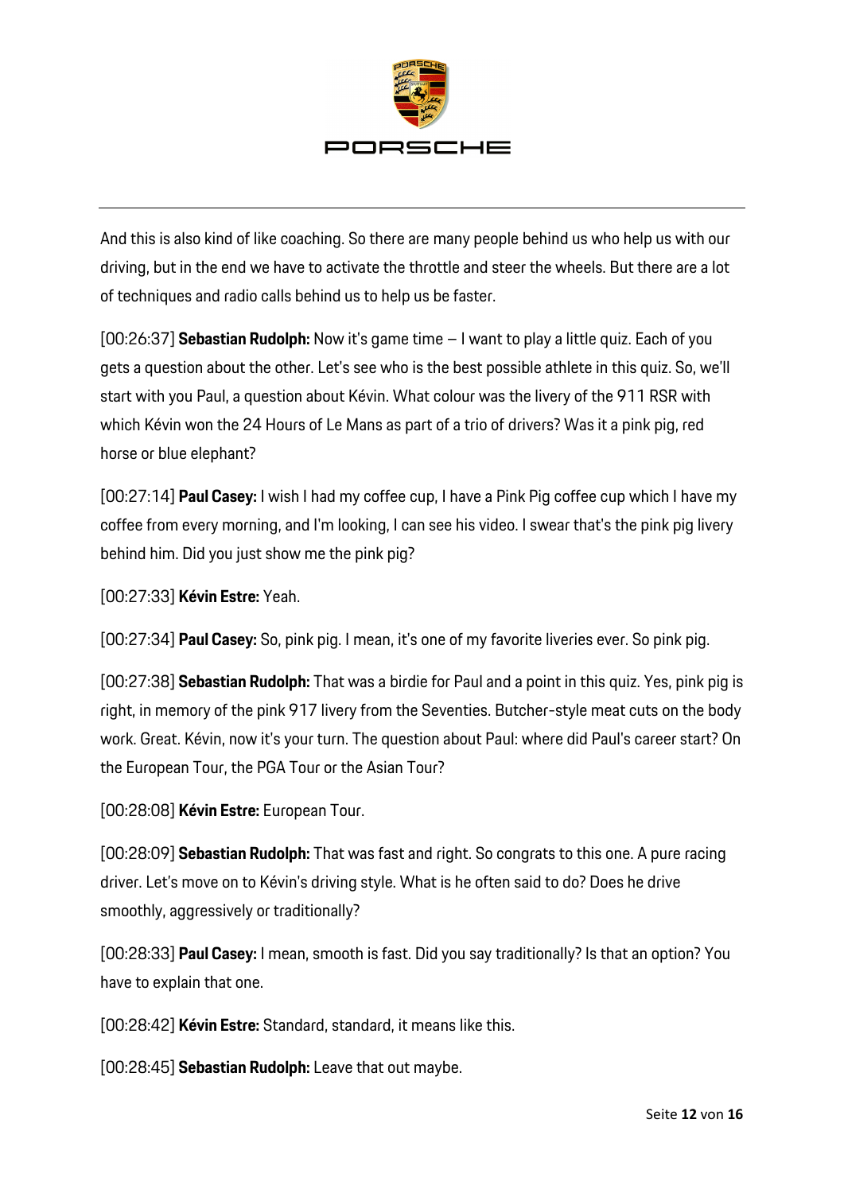And this is also kind of like coaching. So there are many people behind us who help us with our driving, but in the end we have to activate the throttle and steer the wheels. But there are a lot of techniques and radio calls behind us to help us be faster.

[00:26:37] **Sebastian Rudolph:** Now it's game time – I want to play a little quiz. Each of you gets a question about the other. Let's see who is the best possible athlete in this quiz. So, we'll start with you Paul, a question about Kévin. What colour was the livery of the 911 RSR with which Kévin won the 24 Hours of Le Mans as part of a trio of drivers? Was it a pink pig, red horse or blue elephant?

[00:27:14] **Paul Casey:** I wish I had my coffee cup, I have a Pink Pig coffee cup which I have my coffee from every morning, and I'm looking, I can see his video. I swear that's the pink pig livery behind him. Did you just show me the pink pig?

[00:27:33] **Kévin Estre:** Yeah.

[00:27:34] **Paul Casey:** So, pink pig. I mean, it's one of my favorite liveries ever. So pink pig.

[00:27:38] **Sebastian Rudolph:** That was a birdie for Paul and a point in this quiz. Yes, pink pig is right, in memory of the pink 917 livery from the Seventies. Butcher-style meat cuts on the body work. Great. Kévin, now it's your turn. The question about Paul: where did Paul's career start? On the European Tour, the PGA Tour or the Asian Tour?

[00:28:08] **Kévin Estre:** European Tour.

[00:28:09] **Sebastian Rudolph:** That was fast and right. So congrats to this one. A pure racing driver. Let's move on to Kévin's driving style. What is he often said to do? Does he drive smoothly, aggressively or traditionally?

[00:28:33] **Paul Casey:** I mean, smooth is fast. Did you say traditionally? Is that an option? You have to explain that one.

[00:28:42] **Kévin Estre:** Standard, standard, it means like this.

[00:28:45] **Sebastian Rudolph:** Leave that out maybe.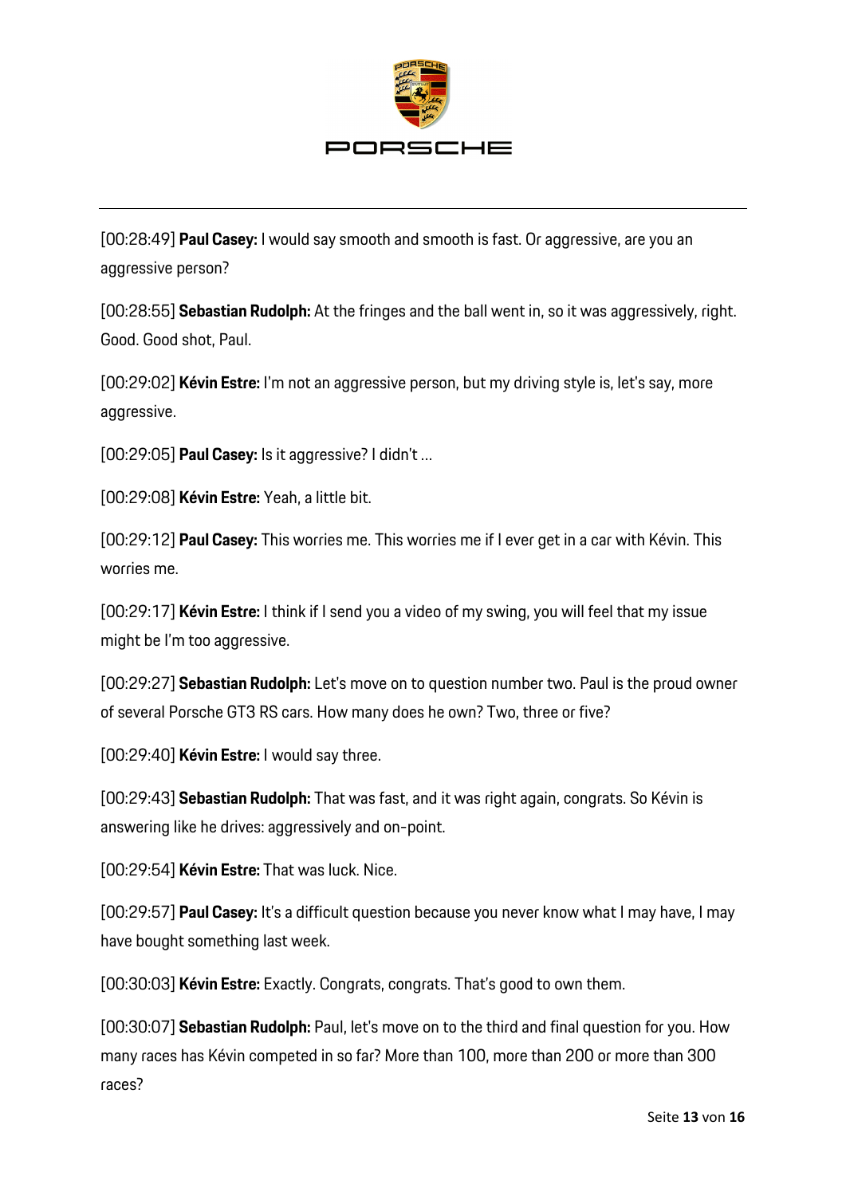[00:28:49] **Paul Casey:** I would say smooth and smooth is fast. Or aggressive, are you an aggressive person?

[00:28:55] **Sebastian Rudolph:** At the fringes and the ball went in, so it was aggressively, right. Good. Good shot, Paul.

[00:29:02] **Kévin Estre:** I'm not an aggressive person, but my driving style is, let's say, more aggressive.

[00:29:05] **Paul Casey:** Is it aggressive? I didn't …

[00:29:08] **Kévin Estre:** Yeah, a little bit.

[00:29:12] **Paul Casey:** This worries me. This worries me if I ever get in a car with Kévin. This worries me.

[00:29:17] **Kévin Estre:** I think if I send you a video of my swing, you will feel that my issue might be I'm too aggressive.

[00:29:27] **Sebastian Rudolph:** Let's move on to question number two. Paul is the proud owner of several Porsche GT3 RS cars. How many does he own? Two, three or five?

[00:29:40] **Kévin Estre:** I would say three.

[00:29:43] **Sebastian Rudolph:** That was fast, and it was right again, congrats. So Kévin is answering like he drives: aggressively and on-point.

[00:29:54] **Kévin Estre:** That was luck. Nice.

[00:29:57] **Paul Casey:** It's a difficult question because you never know what I may have, I may have bought something last week.

[00:30:03] **Kévin Estre:** Exactly. Congrats, congrats. That's good to own them.

[00:30:07] **Sebastian Rudolph:** Paul, let's move on to the third and final question for you. How many races has Kévin competed in so far? More than 100, more than 200 or more than 300 races?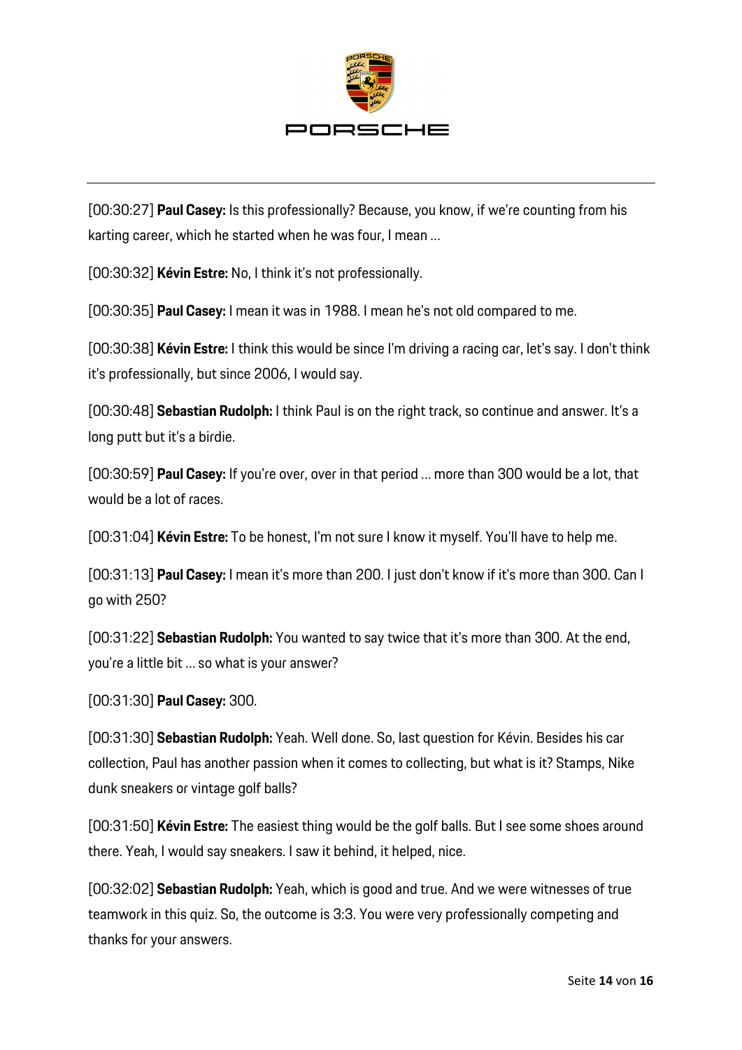[00:30:27] **Paul Casey:** Is this professionally? Because, you know, if we're counting from his karting career, which he started when he was four, I mean …

[00:30:32] **Kévin Estre:** No, I think it's not professionally.

[00:30:35] **Paul Casey:** I mean it was in 1988. I mean he's not old compared to me.

[00:30:38] **Kévin Estre:** I think this would be since I'm driving a racing car, let's say. I don't think it's professionally, but since 2006, I would say.

[00:30:48] **Sebastian Rudolph:** I think Paul is on the right track, so continue and answer. It's a long putt but it's a birdie.

[00:30:59] **Paul Casey:** If you're over, over in that period … more than 300 would be a lot, that would be a lot of races.

[00:31:04] **Kévin Estre:** To be honest, I'm not sure I know it myself. You'll have to help me.

[00:31:13] **Paul Casey:** I mean it's more than 200. I just don't know if it's more than 300. Can I go with 250?

[00:31:22] **Sebastian Rudolph:** You wanted to say twice that it's more than 300. At the end, you're a little bit … so what is your answer?

[00:31:30] **Paul Casey:** 300.

[00:31:30] **Sebastian Rudolph:** Yeah. Well done. So, last question for Kévin. Besides his car collection, Paul has another passion when it comes to collecting, but what is it? Stamps, Nike dunk sneakers or vintage golf balls?

[00:31:50] **Kévin Estre:** The easiest thing would be the golf balls. But I see some shoes around there. Yeah, I would say sneakers. I saw it behind, it helped, nice.

[00:32:02] **Sebastian Rudolph:** Yeah, which is good and true. And we were witnesses of true teamwork in this quiz. So, the outcome is 3:3. You were very professionally competing and thanks for your answers.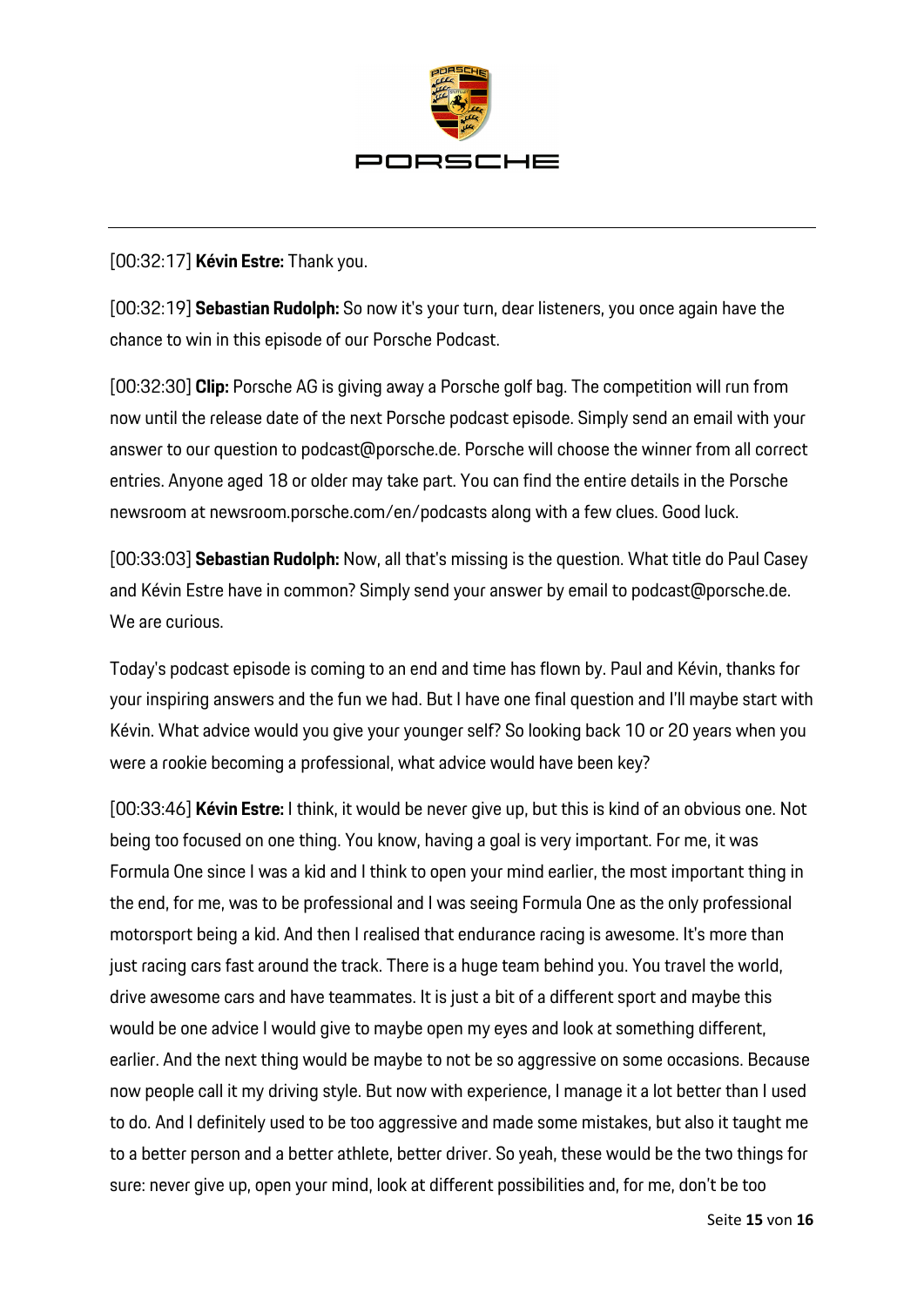[00:32:17] **Kévin Estre:** Thank you.

[00:32:19] **Sebastian Rudolph:** So now it's your turn, dear listeners, you once again have the chance to win in this episode of our Porsche Podcast.

[00:32:30] **Clip:** Porsche AG is giving away a Porsche golf bag. The competition will run from now until the release date of the next Porsche podcast episode. Simply send an email with your answer to our question to podcast@porsche.de. Porsche will choose the winner from all correct entries. Anyone aged 18 or older may take part. You can find the entire details in the Porsche newsroom at newsroom.porsche.com/en/podcasts along with a few clues. Good luck.

[00:33:03] **Sebastian Rudolph:** Now, all that's missing is the question. What title do Paul Casey and Kévin Estre have in common? Simply send your answer by email to podcast@porsche.de. We are curious.

Today's podcast episode is coming to an end and time has flown by. Paul and Kévin, thanks for your inspiring answers and the fun we had. But I have one final question and I'll maybe start with Kévin. What advice would you give your younger self? So looking back 10 or 20 years when you were a rookie becoming a professional, what advice would have been key?

[00:33:46] **Kévin Estre:** I think, it would be never give up, but this is kind of an obvious one. Not being too focused on one thing. You know, having a goal is very important. For me, it was Formula One since I was a kid and I think to open your mind earlier, the most important thing in the end, for me, was to be professional and I was seeing Formula One as the only professional motorsport being a kid. And then I realised that endurance racing is awesome. It's more than just racing cars fast around the track. There is a huge team behind you. You travel the world, drive awesome cars and have teammates. It is just a bit of a different sport and maybe this would be one advice I would give to maybe open my eyes and look at something different, earlier. And the next thing would be maybe to not be so aggressive on some occasions. Because now people call it my driving style. But now with experience, I manage it a lot better than I used to do. And I definitely used to be too aggressive and made some mistakes, but also it taught me to a better person and a better athlete, better driver. So yeah, these would be the two things for sure: never give up, open your mind, look at different possibilities and, for me, don't be too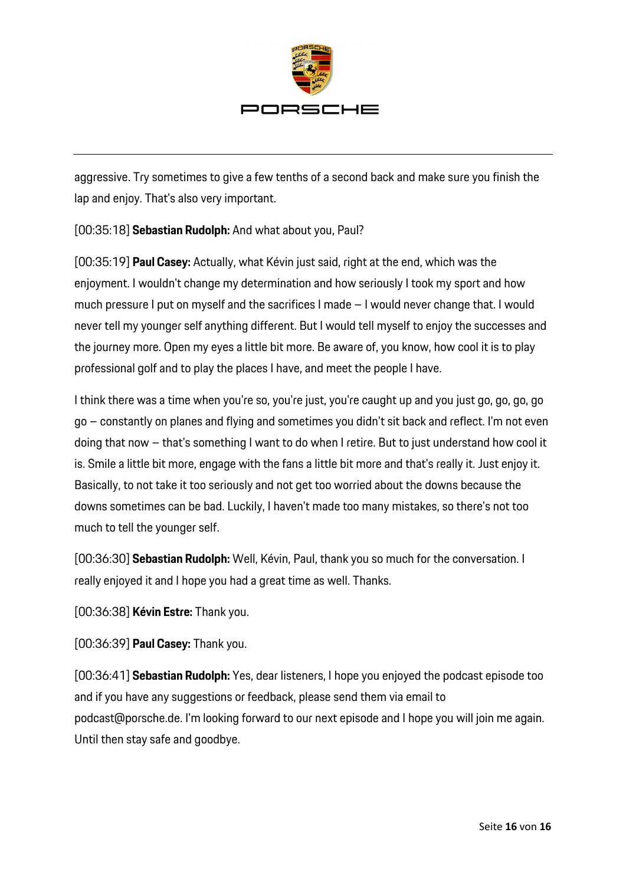aggressive. Try sometimes to give a few tenths of a second back and make sure you finish the lap and enjoy. That's also very important.

[00:35:18] **Sebastian Rudolph:** And what about you, Paul?

[00:35:19] **Paul Casey:** Actually, what Kévin just said, right at the end, which was the enjoyment. I wouldn't change my determination and how seriously I took my sport and how much pressure I put on myself and the sacrifices I made – I would never change that. I would never tell my younger self anything different. But I would tell myself to enjoy the successes and the journey more. Open my eyes a little bit more. Be aware of, you know, how cool it is to play professional golf and to play the places I have, and meet the people I have.

I think there was a time when you're so, you're just, you're caught up and you just go, go, go, go go – constantly on planes and flying and sometimes you didn't sit back and reflect. I'm not even doing that now – that's something I want to do when I retire. But to just understand how cool it is. Smile a little bit more, engage with the fans a little bit more and that's really it. Just enjoy it. Basically, to not take it too seriously and not get too worried about the downs because the downs sometimes can be bad. Luckily, I haven't made too many mistakes, so there's not too much to tell the younger self.

[00:36:30] **Sebastian Rudolph:** Well, Kévin, Paul, thank you so much for the conversation. I really enjoyed it and I hope you had a great time as well. Thanks.

[00:36:38] **Kévin Estre:** Thank you.

[00:36:39] **Paul Casey:** Thank you.

[00:36:41] **Sebastian Rudolph:** Yes, dear listeners, I hope you enjoyed the podcast episode too and if you have any suggestions or feedback, please send them via email to podcast@porsche.de. I'm looking forward to our next episode and I hope you will join me again. Until then stay safe and goodbye.